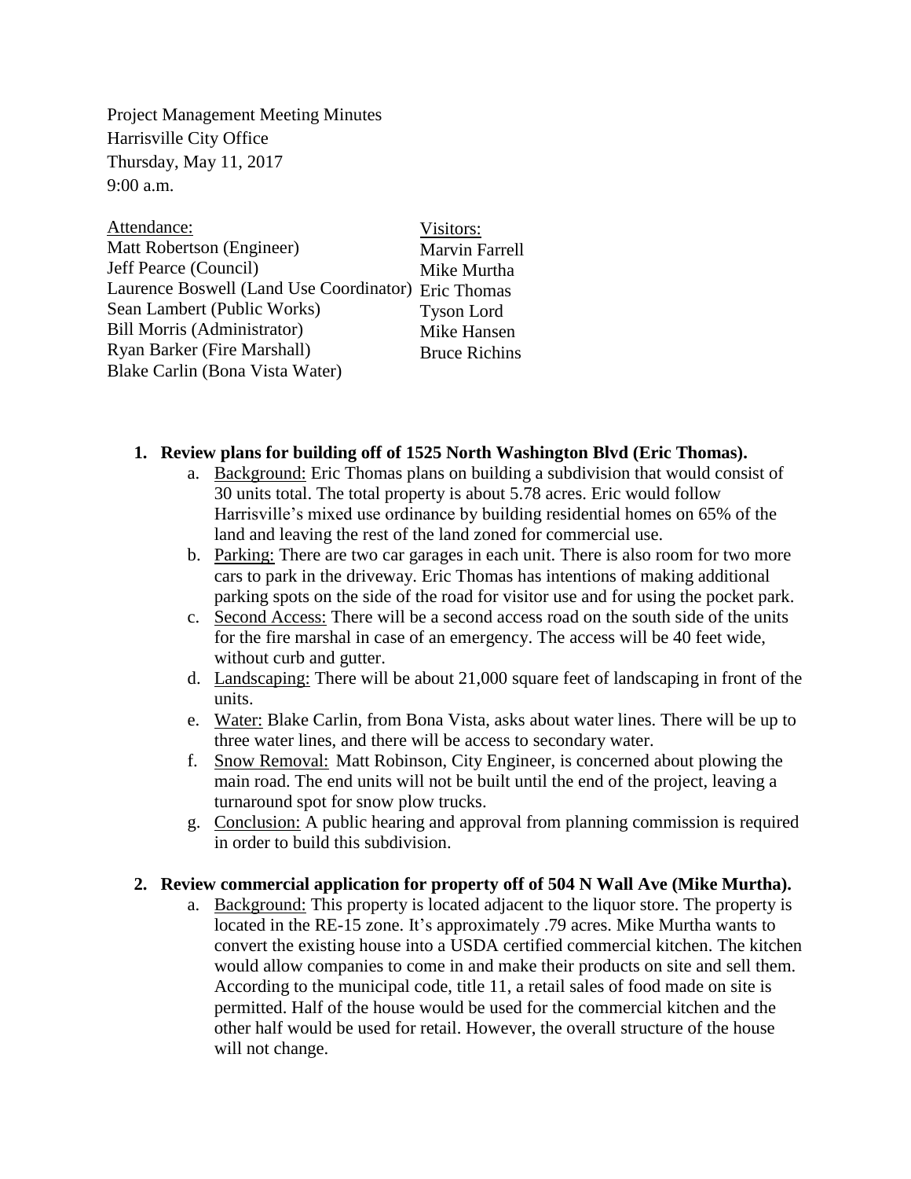Project Management Meeting Minutes
Harrisville City Office
Thursday, May 11, 2017
9:00 a.m.

| Attendance: | Visitors: |
| --- | --- |
| Matt Robertson (Engineer) | Marvin Farrell |
| Jeff Pearce (Council) | Mike Murtha |
| Laurence Boswell (Land Use Coordinator) | Eric Thomas |
| Sean Lambert (Public Works) | Tyson Lord |
| Bill Morris (Administrator) | Mike Hansen |
| Ryan Barker (Fire Marshall) | Bruce Richins |
| Blake Carlin (Bona Vista Water) | |

1. **Review plans for building off of 1525 North Washington Blvd (Eric Thomas).**
   a. Background: Eric Thomas plans on building a subdivision that would consist of 30 units total. The total property is about 5.78 acres. Eric would follow Harrisville's mixed use ordinance by building residential homes on 65% of the land and leaving the rest of the land zoned for commercial use.
   b. Parking: There are two car garages in each unit. There is also room for two more cars to park in the driveway. Eric Thomas has intentions of making additional parking spots on the side of the road for visitor use and for using the pocket park.
   c. Second Access: There will be a second access road on the south side of the units for the fire marshal in case of an emergency. The access will be 40 feet wide, without curb and gutter.
   d. Landscaping: There will be about 21,000 square feet of landscaping in front of the units.
   e. Water: Blake Carlin, from Bona Vista, asks about water lines. There will be up to three water lines, and there will be access to secondary water.
   f. Snow Removal: Matt Robinson, City Engineer, is concerned about plowing the main road. The end units will not be built until the end of the project, leaving a turnaround spot for snow plow trucks.
   g. Conclusion: A public hearing and approval from planning commission is required in order to build this subdivision.

2. **Review commercial application for property off of 504 N Wall Ave (Mike Murtha).**
   a. Background: This property is located adjacent to the liquor store. The property is located in the RE-15 zone. It's approximately .79 acres. Mike Murtha wants to convert the existing house into a USDA certified commercial kitchen. The kitchen would allow companies to come in and make their products on site and sell them. According to the municipal code, title 11, a retail sales of food made on site is permitted. Half of the house would be used for the commercial kitchen and the other half would be used for retail. However, the overall structure of the house will not change.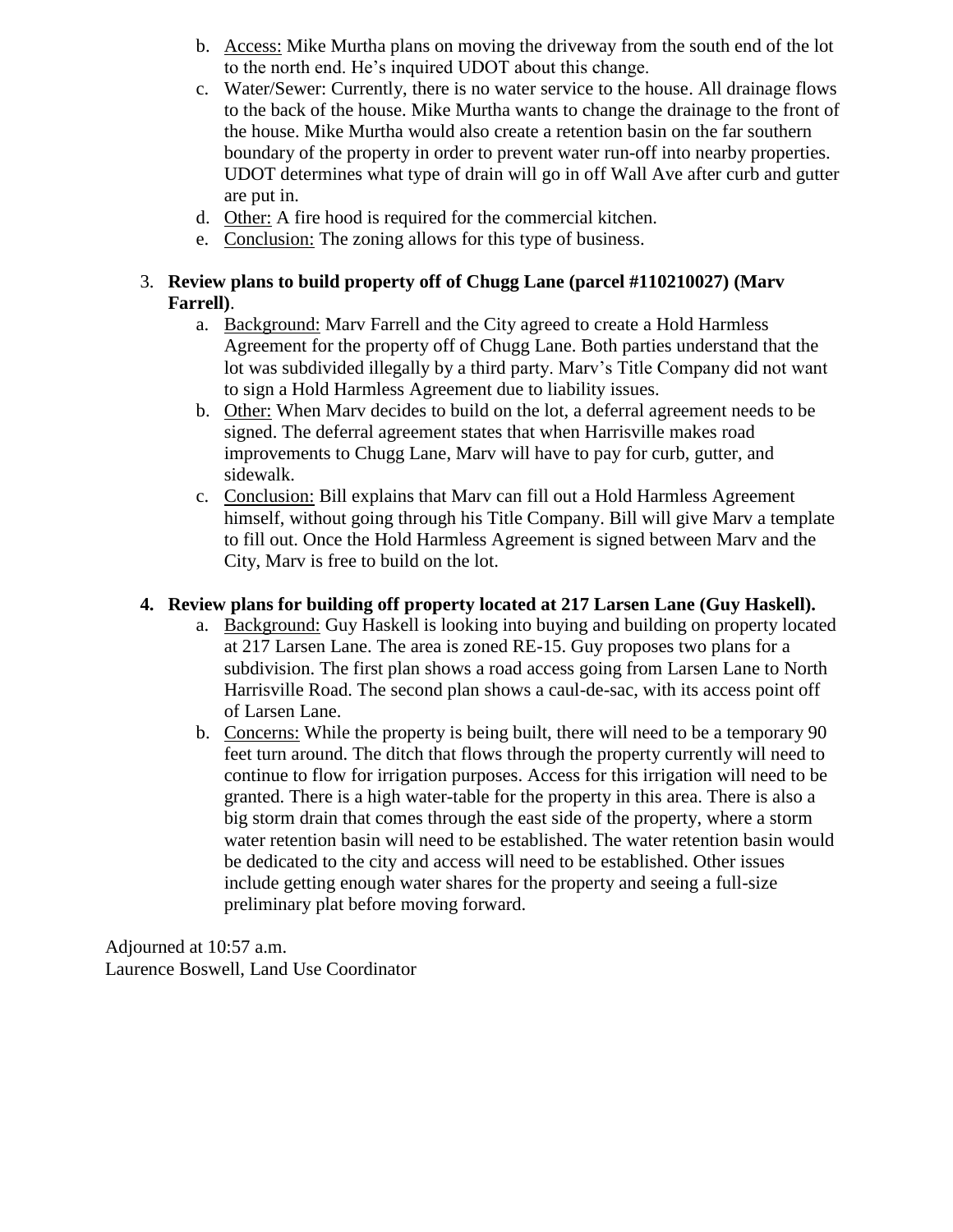b. Access: Mike Murtha plans on moving the driveway from the south end of the lot to the north end. He's inquired UDOT about this change.
c. Water/Sewer: Currently, there is no water service to the house. All drainage flows to the back of the house. Mike Murtha wants to change the drainage to the front of the house. Mike Murtha would also create a retention basin on the far southern boundary of the property in order to prevent water run-off into nearby properties. UDOT determines what type of drain will go in off Wall Ave after curb and gutter are put in.
d. Other: A fire hood is required for the commercial kitchen.
e. Conclusion: The zoning allows for this type of business.

3. **Review plans to build property off of Chugg Lane (parcel #110210027) (Marv Farrell)**.
   a. Background: Marv Farrell and the City agreed to create a Hold Harmless Agreement for the property off of Chugg Lane. Both parties understand that the lot was subdivided illegally by a third party. Marv's Title Company did not want to sign a Hold Harmless Agreement due to liability issues.
   b. Other: When Marv decides to build on the lot, a deferral agreement needs to be signed. The deferral agreement states that when Harrisville makes road improvements to Chugg Lane, Marv will have to pay for curb, gutter, and sidewalk.
   c. Conclusion: Bill explains that Marv can fill out a Hold Harmless Agreement himself, without going through his Title Company. Bill will give Marv a template to fill out. Once the Hold Harmless Agreement is signed between Marv and the City, Marv is free to build on the lot.

4. **Review plans for building off property located at 217 Larsen Lane (Guy Haskell).**
   a. Background: Guy Haskell is looking into buying and building on property located at 217 Larsen Lane. The area is zoned RE-15. Guy proposes two plans for a subdivision. The first plan shows a road access going from Larsen Lane to North Harrisville Road. The second plan shows a caul-de-sac, with its access point off of Larsen Lane.
   b. Concerns: While the property is being built, there will need to be a temporary 90 feet turn around. The ditch that flows through the property currently will need to continue to flow for irrigation purposes. Access for this irrigation will need to be granted. There is a high water-table for the property in this area. There is also a big storm drain that comes through the east side of the property, where a storm water retention basin will need to be established. The water retention basin would be dedicated to the city and access will need to be established. Other issues include getting enough water shares for the property and seeing a full-size preliminary plat before moving forward.

Adjourned at 10:57 a.m.
Laurence Boswell, Land Use Coordinator